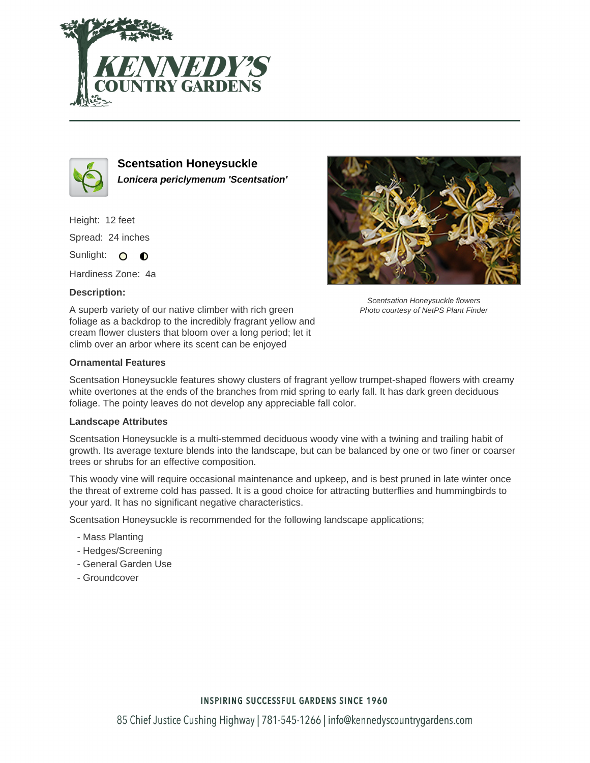# Scentsation Honeysuckle

***Lonicera periclymenum 'Scentsation'***

Height: 12 feet

Spread: 24 inches

Sunlight:

Hardiness Zone: 4a

**Description:**

A superb variety of our native climber with rich green foliage as a backdrop to the incredibly fragrant yellow and cream flower clusters that bloom over a long period; let it climb over an arbor where its scent can be enjoyed

*Scentsation Honeysuckle flowers*
*Photo courtesy of NetPS Plant Finder*

**Ornamental Features**

Scentsation Honeysuckle features showy clusters of fragrant yellow trumpet-shaped flowers with creamy white overtones at the ends of the branches from mid spring to early fall. It has dark green deciduous foliage. The pointy leaves do not develop any appreciable fall color.

**Landscape Attributes**

Scentsation Honeysuckle is a multi-stemmed deciduous woody vine with a twining and trailing habit of growth. Its average texture blends into the landscape, but can be balanced by one or two finer or coarser trees or shrubs for an effective composition.

This woody vine will require occasional maintenance and upkeep, and is best pruned in late winter once the threat of extreme cold has passed. It is a good choice for attracting butterflies and hummingbirds to your yard. It has no significant negative characteristics.

Scentsation Honeysuckle is recommended for the following landscape applications;

- Mass Planting
- Hedges/Screening
- General Garden Use
- Groundcover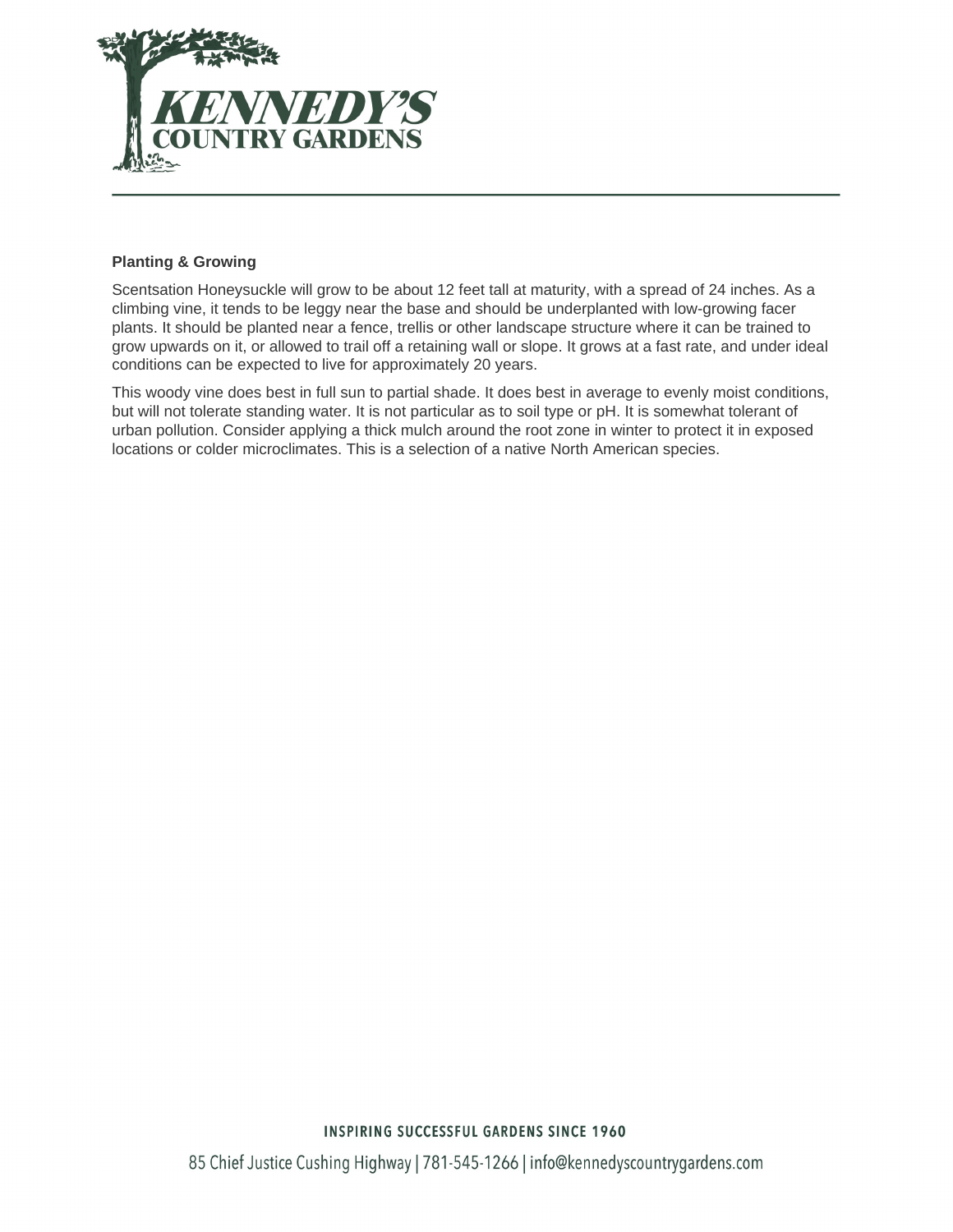**Planting & Growing**

Scentsation Honeysuckle will grow to be about 12 feet tall at maturity, with a spread of 24 inches. As a climbing vine, it tends to be leggy near the base and should be underplanted with low-growing facer plants. It should be planted near a fence, trellis or other landscape structure where it can be trained to grow upwards on it, or allowed to trail off a retaining wall or slope. It grows at a fast rate, and under ideal conditions can be expected to live for approximately 20 years.

This woody vine does best in full sun to partial shade. It does best in average to evenly moist conditions, but will not tolerate standing water. It is not particular as to soil type or pH. It is somewhat tolerant of urban pollution. Consider applying a thick mulch around the root zone in winter to protect it in exposed locations or colder microclimates. This is a selection of a native North American species.